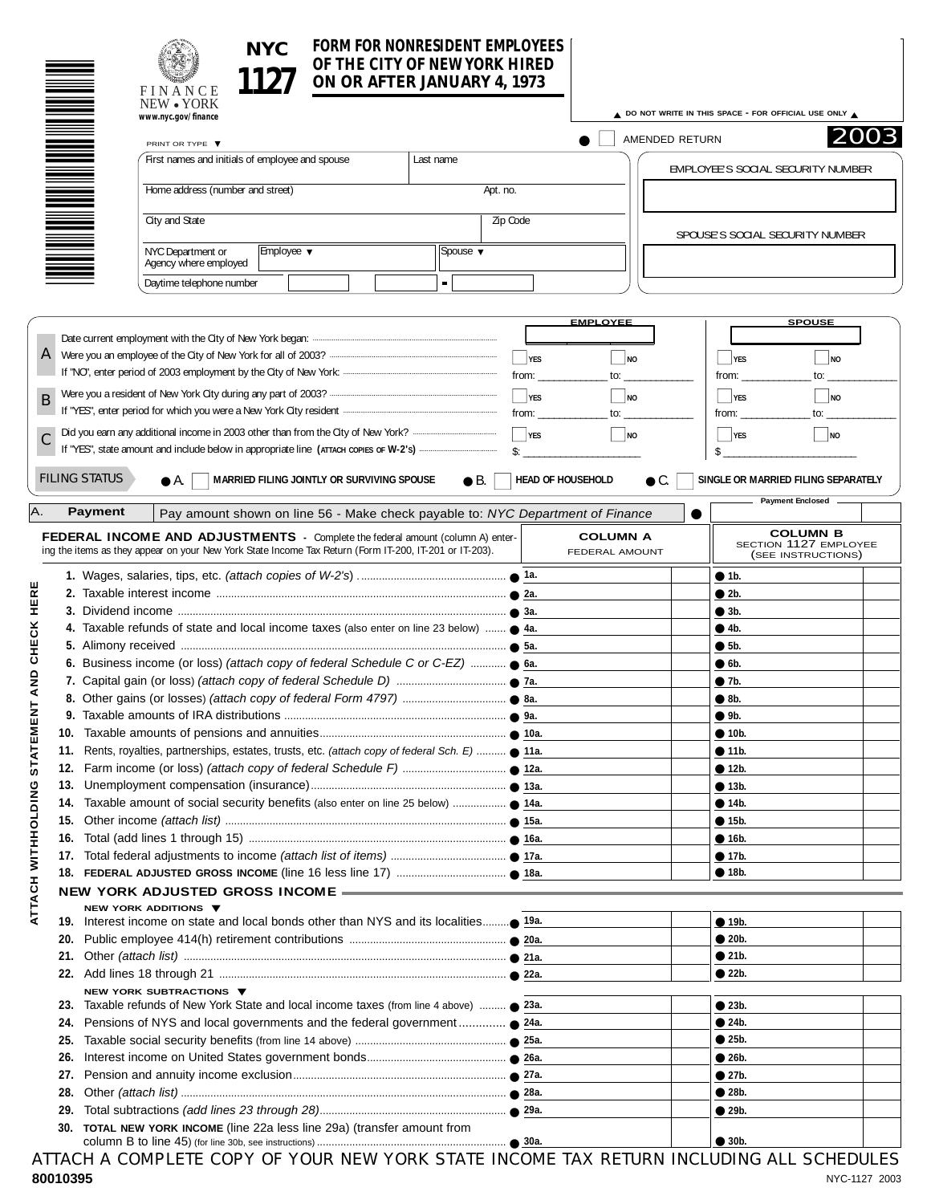# NYC 1127

## FORM FOR NONRESIDENT EMPLOYEES OF THE CITY OF NEW YORK HIRED ON OR AFTER JANUARY 4, 1973

FINANCE NEW • YORK
www.nyc.gov/finance

▲ DO NOT WRITE IN THIS SPACE - FOR OFFICIAL USE ONLY ▲

● ☐ AMENDED RETURN

**2003**

PRINT OR TYPE ▼

| First names and initials of employee and spouse | Last name | |
|---|---|---|
| Home address (number and street) | Apt. no. | |
| City and State | Zip Code | |
| NYC Department or Agency where employed | Employee ▼ | Spouse ▼ |
| Daytime telephone number | | - |

EMPLOYEE'S SOCIAL SECURITY NUMBER

SPOUSE'S SOCIAL SECURITY NUMBER

| | | EMPLOYEE | | SPOUSE | |
|---|---|---|---|---|---|
| A | Date current employment with the City of New York began: | | | | |
| | Were you an employee of the City of New York for all of 2003? | ☐ YES | ☐ NO | ☐ YES | ☐ NO |
| | If "NO", enter period of 2003 employment by the City of New York: | from: ________ | to: ________ | from: ________ | to: ________ |
| B | Were you a resident of New York City during any part of 2003? | ☐ YES | ☐ NO | ☐ YES | ☐ NO |
| | If "YES", enter period for which you were a New York City resident | from: ________ | to: ________ | from: ________ | to: ________ |
| C | Did you earn any additional income in 2003 other than from the City of New York? | ☐ YES | ☐ NO | ☐ YES | ☐ NO |
| | If "YES", state amount and include below in appropriate line (ATTACH COPIES OF W-2's) | $: ________ | | $ ________ | |

FILING STATUS ● A. ☐ MARRIED FILING JOINTLY OR SURVIVING SPOUSE ● B. ☐ HEAD OF HOUSEHOLD ● C. ☐ SINGLE OR MARRIED FILING SEPARATELY

| A. | Payment | Pay amount shown on line 56 - Make check payable to: *NYC Department of Finance* | ● | Payment Enclosed |
|---|---|---|---|---|

ATTACH WITHHOLDING STATEMENT AND CHECK HERE

| **FEDERAL INCOME AND ADJUSTMENTS** - Complete the federal amount (column A) entering the items as they appear on your New York State Income Tax Return (Form IT-200, IT-201 or IT-203). | **COLUMN A** FEDERAL AMOUNT | **COLUMN B** SECTION 1127 EMPLOYEE (SEE INSTRUCTIONS) |
|---|---|---|
| **1.** Wages, salaries, tips, etc. *(attach copies of W-2's)* | ● 1a. | ● 1b. |
| **2.** Taxable interest income | ● 2a. | ● 2b. |
| **3.** Dividend income | ● 3a. | ● 3b. |
| **4.** Taxable refunds of state and local income taxes (also enter on line 23 below) | ● 4a. | ● 4b. |
| **5.** Alimony received | ● 5a. | ● 5b. |
| **6.** Business income (or loss) *(attach copy of federal Schedule C or C-EZ)* | ● 6a. | ● 6b. |
| **7.** Capital gain (or loss) *(attach copy of federal Schedule D)* | ● 7a. | ● 7b. |
| **8.** Other gains (or losses) *(attach copy of federal Form 4797)* | ● 8a. | ● 8b. |
| **9.** Taxable amounts of IRA distributions | ● 9a. | ● 9b. |
| **10.** Taxable amounts of pensions and annuities | ● 10a. | ● 10b. |
| **11.** Rents, royalties, partnerships, estates, trusts, etc. *(attach copy of federal Sch. E)* | ● 11a. | ● 11b. |
| **12.** Farm income (or loss) *(attach copy of federal Schedule F)* | ● 12a. | ● 12b. |
| **13.** Unemployment compensation (insurance) | ● 13a. | ● 13b. |
| **14.** Taxable amount of social security benefits (also enter on line 25 below) | ● 14a. | ● 14b. |
| **15.** Other income *(attach list)* | ● 15a. | ● 15b. |
| **16.** Total (add lines 1 through 15) | ● 16a. | ● 16b. |
| **17.** Total federal adjustments to income *(attach list of items)* | ● 17a. | ● 17b. |
| **18.** **FEDERAL ADJUSTED GROSS INCOME** (line 16 less line 17) | ● 18a. | ● 18b. |

**NEW YORK ADJUSTED GROSS INCOME**

| NEW YORK ADDITIONS ▼ | | |
|---|---|---|
| **19.** Interest income on state and local bonds other than NYS and its localities | ● 19a. | ● 19b. |
| **20.** Public employee 414(h) retirement contributions | ● 20a. | ● 20b. |
| **21.** Other *(attach list)* | ● 21a. | ● 21b. |
| **22.** Add lines 18 through 21 | ● 22a. | ● 22b. |
| **NEW YORK SUBTRACTIONS ▼** | | |
| **23.** Taxable refunds of New York State and local income taxes (from line 4 above) | ● 23a. | ● 23b. |
| **24.** Pensions of NYS and local governments and the federal government | ● 24a. | ● 24b. |
| **25.** Taxable social security benefits (from line 14 above) | ● 25a. | ● 25b. |
| **26.** Interest income on United States government bonds | ● 26a. | ● 26b. |
| **27.** Pension and annuity income exclusion | ● 27a. | ● 27b. |
| **28.** Other *(attach list)* | ● 28a. | ● 28b. |
| **29.** Total subtractions *(add lines 23 through 28)* | ● 29a. | ● 29b. |
| **30.** **TOTAL NEW YORK INCOME** (line 22a less line 29a) (transfer amount from column B to line 45) (for line 30b, see instructions) | ● 30a. | ● 30b. |

ATTACH A COMPLETE COPY OF YOUR NEW YORK STATE INCOME TAX RETURN INCLUDING ALL SCHEDULES

80010395

NYC-1127 2003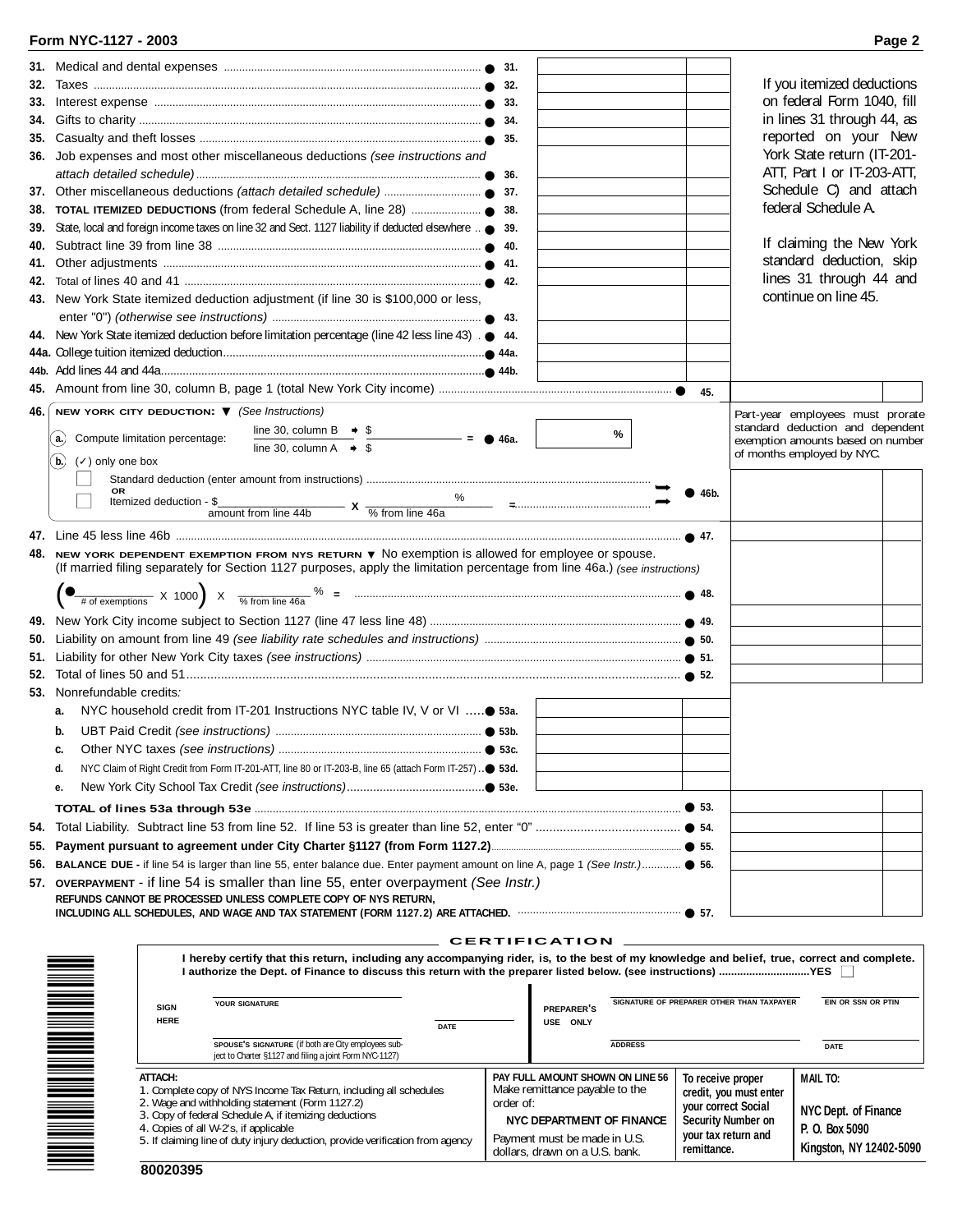**Form NYC-1127 - 2003**

| | | |
|---|---|---|
| **31.** Medical and dental expenses ● | 31. | |
| **32.** Taxes ● | 32. | |
| **33.** Interest expense ● | 33. | |
| **34.** Gifts to charity ● | 34. | |
| **35.** Casualty and theft losses ● | 35. | |
| **36.** Job expenses and most other miscellaneous deductions *(see instructions and attach detailed schedule)* ● | 36. | |
| **37.** Other miscellaneous deductions *(attach detailed schedule)* ● | 37. | |
| **38.** TOTAL ITEMIZED DEDUCTIONS (from federal Schedule A, line 28) ● | 38. | |
| **39.** State, local and foreign income taxes on line 32 and Sect. 1127 liability if deducted elsewhere ● | 39. | |
| **40.** Subtract line 39 from line 38 ● | 40. | |
| **41.** Other adjustments ● | 41. | |
| **42.** Total of lines 40 and 41 ● | 42. | |
| **43.** New York State itemized deduction adjustment (if line 30 is $100,000 or less, enter "0") *(otherwise see instructions)* ● | 43. | |
| **44.** New York State itemized deduction before limitation percentage (line 42 less line 43) ● | 44. | |
| **44a.** College tuition itemized deduction ● | 44a. | |
| **44b.** Add lines 44 and 44a ● | 44b. | |

If you itemized deductions on federal Form 1040, fill in lines 31 through 44, as reported on your New York State return (IT-201-ATT, Part I or IT-203-ATT, Schedule C) and attach federal Schedule A.

If claiming the New York standard deduction, skip lines 31 through 44 and continue on line 45.

**45.** Amount from line 30, column B, page 1 (total New York City income) ● 45.

**46.** NEW YORK CITY DEDUCTION: ▼ *(See Instructions)*

a. Compute limitation percentage: line 30, column B ➡ $ ____ / line 30, column A ➡ $ ____ = ● 46a. ____ %

b. (✓) only one box

☐ Standard deduction (enter amount from instructions)
OR
☐ Itemized deduction - $____ (amount from line 44b) X ____ % (% from line 46a) = ● 46b.

Part-year employees must prorate standard deduction and dependent exemption amounts based on number of months employed by NYC.

**47.** Line 45 less line 46b ● 47.

**48.** NEW YORK DEPENDENT EXEMPTION FROM NYS RETURN ▼ No exemption is allowed for employee or spouse. (If married filing separately for Section 1127 purposes, apply the limitation percentage from line 46a.) *(see instructions)*

(● ____ # of exemptions X 1000) X ____ % from line 46a % = ● 48.

**49.** New York City income subject to Section 1127 (line 47 less line 48) ● 49.

**50.** Liability on amount from line 49 *(see liability rate schedules and instructions)* ● 50.

**51.** Liability for other New York City taxes *(see instructions)* ● 51.

**52.** Total of lines 50 and 51 ● 52.

**53.** Nonrefundable credits:

- a. NYC household credit from IT-201 Instructions NYC table IV, V or VI ● 53a.
- b. UBT Paid Credit *(see instructions)* ● 53b.
- c. Other NYC taxes *(see instructions)* ● 53c.
- d. NYC Claim of Right Credit from Form IT-201-ATT, line 80 or IT-203-B, line 65 (attach Form IT-257) ● 53d.
- e. New York City School Tax Credit *(see instructions)* ● 53e.

TOTAL of lines 53a through 53e ● 53.

**54.** Total Liability. Subtract line 53 from line 52. If line 53 is greater than line 52, enter "0" ● 54.

**55.** **Payment pursuant to agreement under City Charter §1127 (from Form 1127.2)** ● 55.

**56.** BALANCE DUE - if line 54 is larger than line 55, enter balance due. Enter payment amount on line A, page 1 *(See Instr.)* ● 56.

**57.** OVERPAYMENT - if line 54 is smaller than line 55, enter overpayment *(See Instr.)*
REFUNDS CANNOT BE PROCESSED UNLESS COMPLETE COPY OF NYS RETURN, INCLUDING ALL SCHEDULES, AND WAGE AND TAX STATEMENT (FORM 1127.2) ARE ATTACHED. ● 57.

## CERTIFICATION

I hereby certify that this return, including any accompanying rider, is, to the best of my knowledge and belief, true, correct and complete. I authorize the Dept. of Finance to discuss this return with the preparer listed below. (see instructions) .......YES ☐

SIGN HERE — YOUR SIGNATURE — DATE

SPOUSE'S SIGNATURE (if both are City employees subject to Charter §1127 and filing a joint Form NYC-1127)

PREPARER'S USE ONLY — SIGNATURE OF PREPARER OTHER THAN TAXPAYER — EIN OR SSN OR PTIN — ADDRESS — DATE

**ATTACH:**
1. Complete copy of NYS Income Tax Return, including all schedules
2. Wage and withholding statement (Form 1127.2)
3. Copy of federal Schedule A, if itemizing deductions
4. Copies of all W-2's, if applicable
5. If claiming line of duty injury deduction, provide verification from agency

**PAY FULL AMOUNT SHOWN ON LINE 56**
Make remittance payable to the order of:
**NYC DEPARTMENT OF FINANCE**
Payment must be made in U.S. dollars, drawn on a U.S. bank.

**To receive proper credit, you must enter your correct Social Security Number on your tax return and remittance.**

**MAIL TO:**
**NYC Dept. of Finance**
**P. O. Box 5090**
**Kingston, NY 12402-5090**

**80020395**